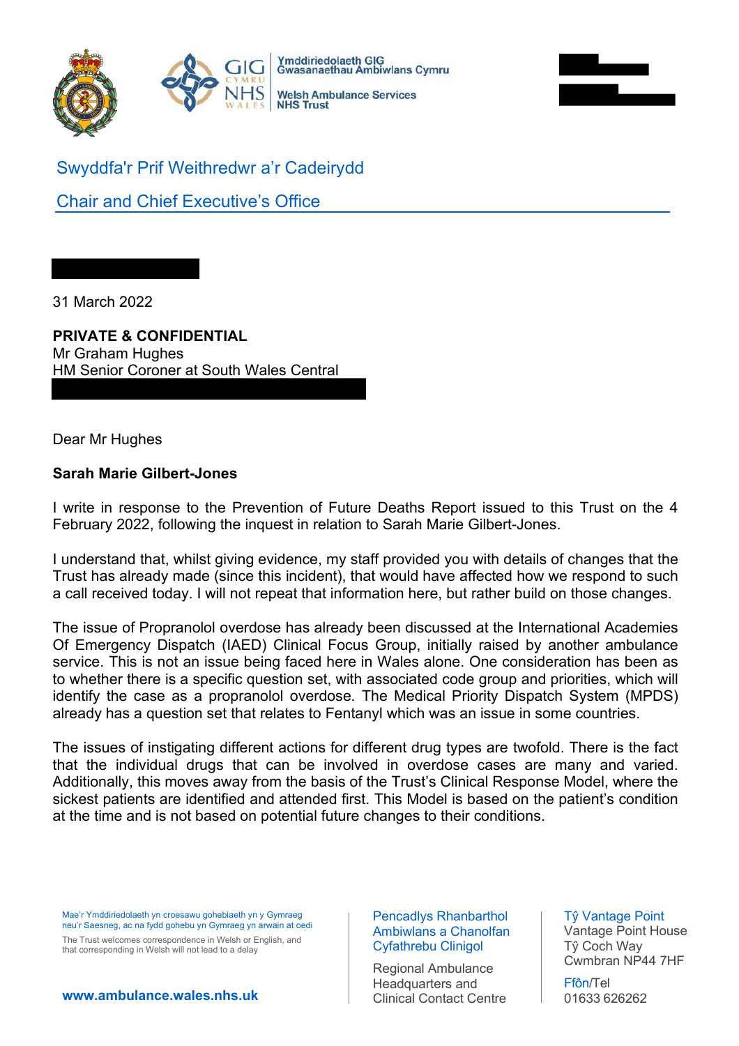Ymddiriedolaeth GIG Gwasanaethau Ambiwlans Cymru

Welsh Ambulance Services NHS Trust

## Swyddfa'r Prif Weithredwr a'r Cadeirydd

## Chair and Chief Executive's Office

31 March 2022

**PRIVATE & CONFIDENTIAL**
Mr Graham Hughes
HM Senior Coroner at South Wales Central

Dear Mr Hughes

**Sarah Marie Gilbert-Jones**

I write in response to the Prevention of Future Deaths Report issued to this Trust on the 4 February 2022, following the inquest in relation to Sarah Marie Gilbert-Jones.

I understand that, whilst giving evidence, my staff provided you with details of changes that the Trust has already made (since this incident), that would have affected how we respond to such a call received today. I will not repeat that information here, but rather build on those changes.

The issue of Propranolol overdose has already been discussed at the International Academies Of Emergency Dispatch (IAED) Clinical Focus Group, initially raised by another ambulance service. This is not an issue being faced here in Wales alone. One consideration has been as to whether there is a specific question set, with associated code group and priorities, which will identify the case as a propranolol overdose. The Medical Priority Dispatch System (MPDS) already has a question set that relates to Fentanyl which was an issue in some countries.

The issues of instigating different actions for different drug types are twofold. There is the fact that the individual drugs that can be involved in overdose cases are many and varied. Additionally, this moves away from the basis of the Trust's Clinical Response Model, where the sickest patients are identified and attended first. This Model is based on the patient's condition at the time and is not based on potential future changes to their conditions.

Mae'r Ymddiriedolaeth yn croesawu gohebiaeth yn y Gymraeg neu'r Saesneg, ac na fydd gohebu yn Gymraeg yn arwain at oedi

The Trust welcomes correspondence in Welsh or English, and that corresponding in Welsh will not lead to a delay

www.ambulance.wales.nhs.uk

Pencadlys Rhanbarthol Ambiwlans a Chanolfan Cyfathrebu Clinigol

Regional Ambulance Headquarters and Clinical Contact Centre

Tŷ Vantage Point
Vantage Point House
Tŷ Coch Way
Cwmbran NP44 7HF

Ffôn/Tel
01633 626262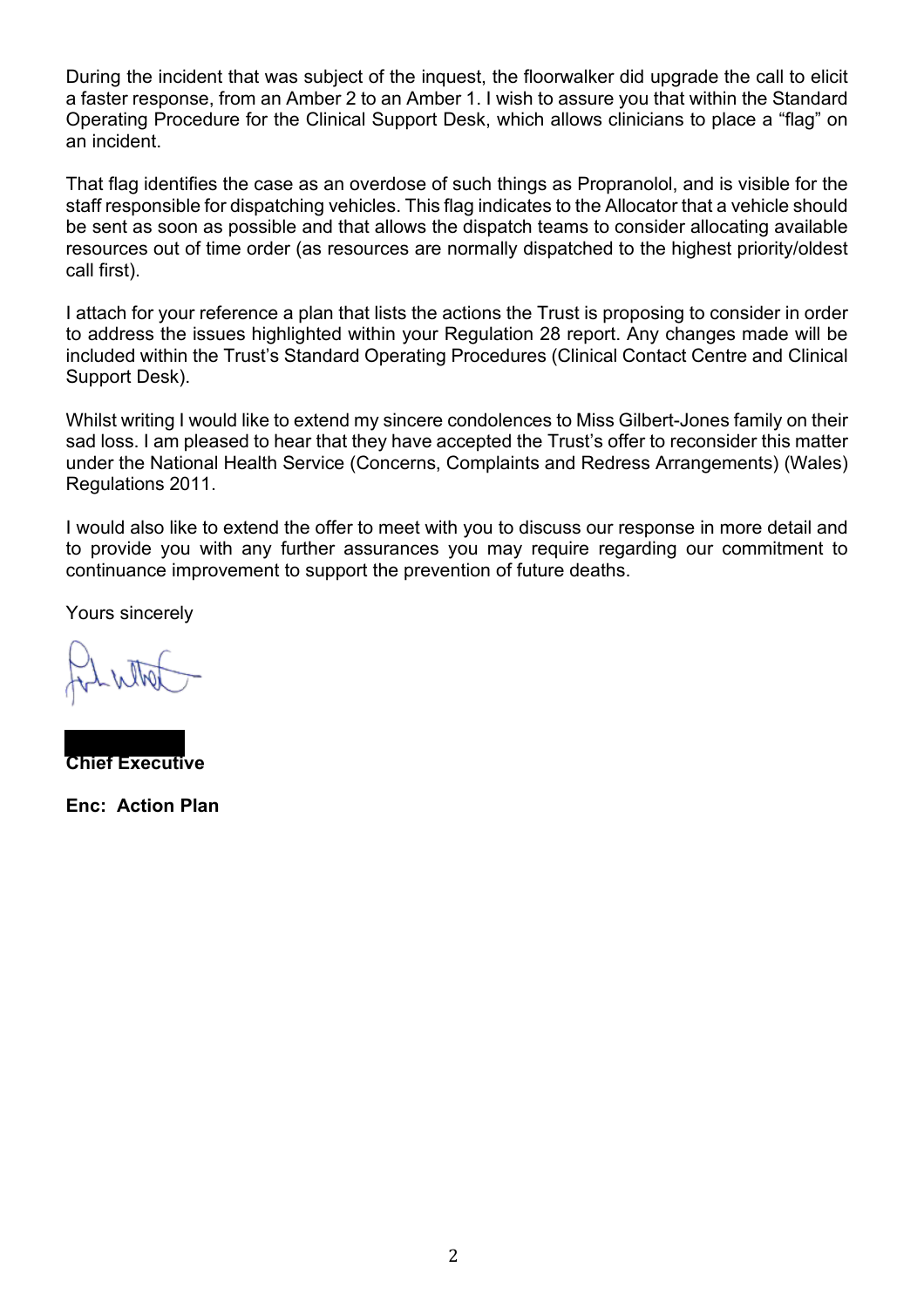During the incident that was subject of the inquest, the floorwalker did upgrade the call to elicit a faster response, from an Amber 2 to an Amber 1. I wish to assure you that within the Standard Operating Procedure for the Clinical Support Desk, which allows clinicians to place a "flag" on an incident.

That flag identifies the case as an overdose of such things as Propranolol, and is visible for the staff responsible for dispatching vehicles. This flag indicates to the Allocator that a vehicle should be sent as soon as possible and that allows the dispatch teams to consider allocating available resources out of time order (as resources are normally dispatched to the highest priority/oldest call first).

I attach for your reference a plan that lists the actions the Trust is proposing to consider in order to address the issues highlighted within your Regulation 28 report. Any changes made will be included within the Trust's Standard Operating Procedures (Clinical Contact Centre and Clinical Support Desk).

Whilst writing I would like to extend my sincere condolences to Miss Gilbert-Jones family on their sad loss. I am pleased to hear that they have accepted the Trust's offer to reconsider this matter under the National Health Service (Concerns, Complaints and Redress Arrangements) (Wales) Regulations 2011.

I would also like to extend the offer to meet with you to discuss our response in more detail and to provide you with any further assurances you may require regarding our commitment to continuance improvement to support the prevention of future deaths.

Yours sincerely

**Chief Executive**

**Enc: Action Plan**